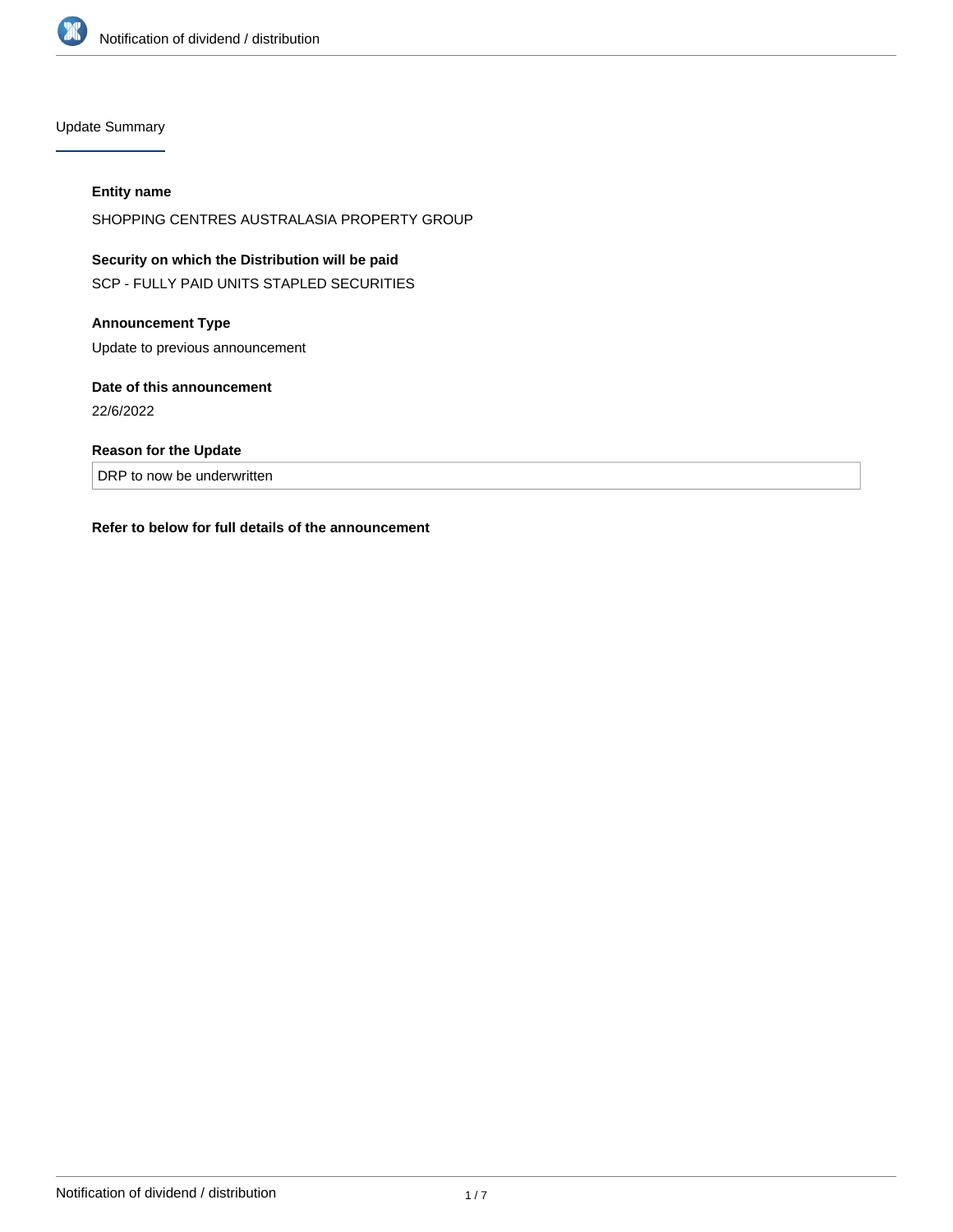## Update Summary

**Entity name**

SHOPPING CENTRES AUSTRALASIA PROPERTY GROUP

**Security on which the Distribution will be paid**

SCP - FULLY PAID UNITS STAPLED SECURITIES

**Announcement Type**

Update to previous announcement

**Date of this announcement**

22/6/2022

**Reason for the Update**

DRP to now be underwritten

**Refer to below for full details of the announcement**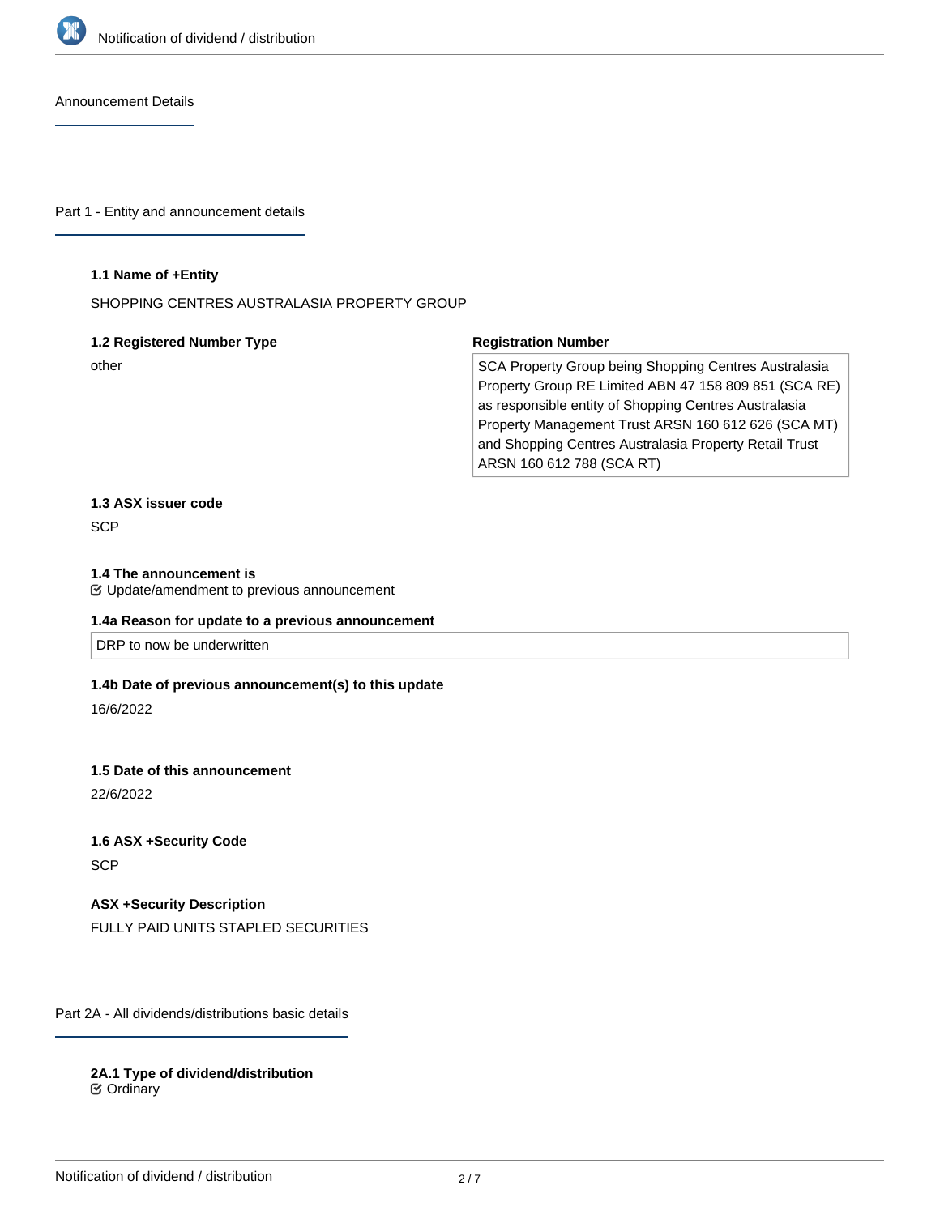## Announcement Details

## Part 1 - Entity and announcement details

**1.1 Name of +Entity**

SHOPPING CENTRES AUSTRALASIA PROPERTY GROUP

**1.2 Registered Number Type**

other

**Registration Number**

SCA Property Group being Shopping Centres Australasia Property Group RE Limited ABN 47 158 809 851 (SCA RE) as responsible entity of Shopping Centres Australasia Property Management Trust ARSN 160 612 626 (SCA MT) and Shopping Centres Australasia Property Retail Trust ARSN 160 612 788 (SCA RT)

**1.3 ASX issuer code**

SCP

**1.4 The announcement is**

☑ Update/amendment to previous announcement

**1.4a Reason for update to a previous announcement**

DRP to now be underwritten

**1.4b Date of previous announcement(s) to this update**

16/6/2022

**1.5 Date of this announcement**

22/6/2022

**1.6 ASX +Security Code**

SCP

**ASX +Security Description**

FULLY PAID UNITS STAPLED SECURITIES

## Part 2A - All dividends/distributions basic details

**2A.1 Type of dividend/distribution**

☑ Ordinary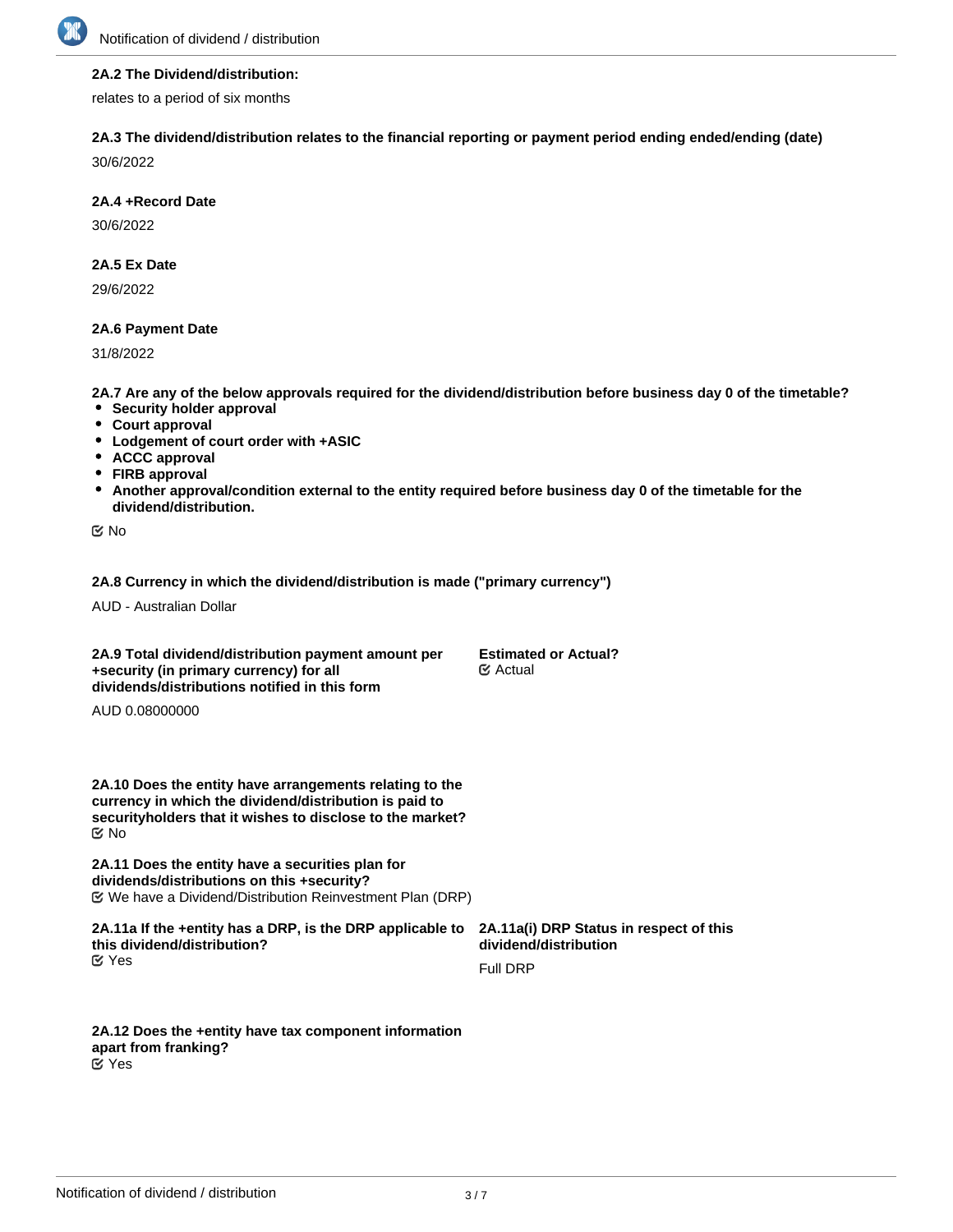**2A.2 The Dividend/distribution:**

relates to a period of six months

**2A.3 The dividend/distribution relates to the financial reporting or payment period ending ended/ending (date)**

30/6/2022

**2A.4 +Record Date**

30/6/2022

**2A.5 Ex Date**

29/6/2022

**2A.6 Payment Date**

31/8/2022

**2A.7 Are any of the below approvals required for the dividend/distribution before business day 0 of the timetable?**

- **Security holder approval**
- **Court approval**
- **Lodgement of court order with +ASIC**
- **ACCC approval**
- **FIRB approval**
- **Another approval/condition external to the entity required before business day 0 of the timetable for the dividend/distribution.**

☑ No

**2A.8 Currency in which the dividend/distribution is made ("primary currency")**

AUD - Australian Dollar

**2A.9 Total dividend/distribution payment amount per +security (in primary currency) for all dividends/distributions notified in this form**

AUD 0.08000000

**Estimated or Actual?**

☑ Actual

**2A.10 Does the entity have arrangements relating to the currency in which the dividend/distribution is paid to securityholders that it wishes to disclose to the market?**

☑ No

**2A.11 Does the entity have a securities plan for dividends/distributions on this +security?**

☑ We have a Dividend/Distribution Reinvestment Plan (DRP)

**2A.11a If the +entity has a DRP, is the DRP applicable to this dividend/distribution?**

☑ Yes

**2A.11a(i) DRP Status in respect of this dividend/distribution**

Full DRP

**2A.12 Does the +entity have tax component information apart from franking?**

☑ Yes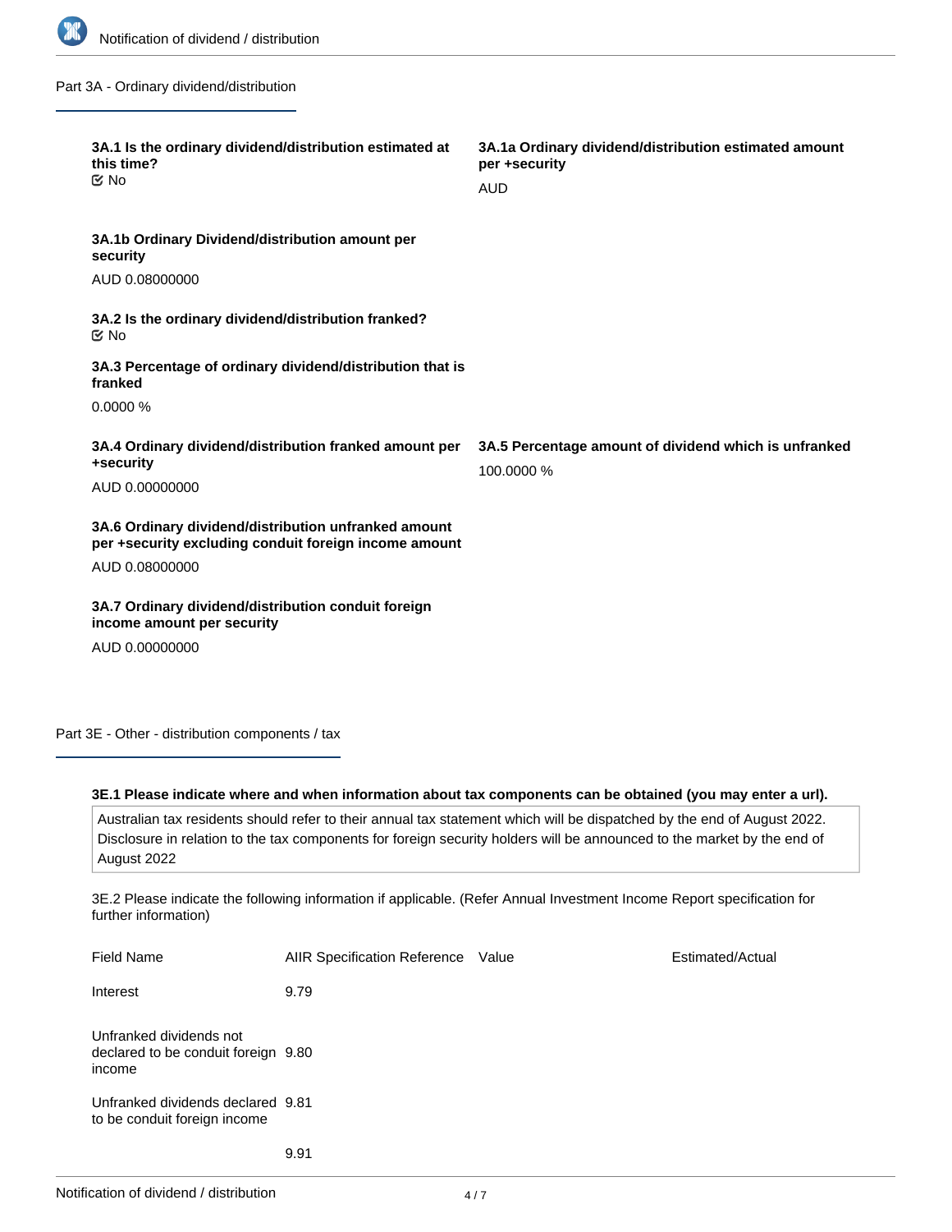## Part 3A - Ordinary dividend/distribution

**3A.1 Is the ordinary dividend/distribution estimated at this time?**
☑ No

**3A.1a Ordinary dividend/distribution estimated amount per +security**

AUD

**3A.1b Ordinary Dividend/distribution amount per security**

AUD 0.08000000

**3A.2 Is the ordinary dividend/distribution franked?**
☑ No

**3A.3 Percentage of ordinary dividend/distribution that is franked**

0.0000 %

**3A.4 Ordinary dividend/distribution franked amount per +security**

AUD 0.00000000

**3A.5 Percentage amount of dividend which is unfranked**

100.0000 %

**3A.6 Ordinary dividend/distribution unfranked amount per +security excluding conduit foreign income amount**

AUD 0.08000000

**3A.7 Ordinary dividend/distribution conduit foreign income amount per security**

AUD 0.00000000

## Part 3E - Other - distribution components / tax

**3E.1 Please indicate where and when information about tax components can be obtained (you may enter a url).**

Australian tax residents should refer to their annual tax statement which will be dispatched by the end of August 2022. Disclosure in relation to the tax components for foreign security holders will be announced to the market by the end of August 2022

3E.2 Please indicate the following information if applicable. (Refer Annual Investment Income Report specification for further information)

| Field Name | AIIR Specification Reference | Value | Estimated/Actual |
|---|---|---|---|
| Interest | 9.79 | | |
| Unfranked dividends not declared to be conduit foreign income | 9.80 | | |
| Unfranked dividends declared to be conduit foreign income | 9.81 | | |
| | 9.91 | | |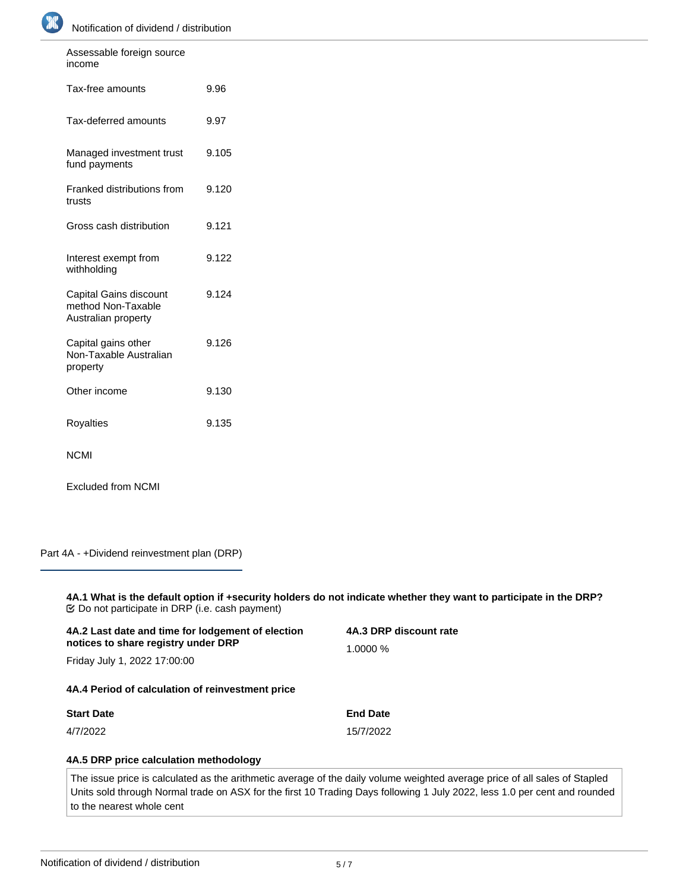| | |
|---|---|
| Assessable foreign source income | |
| Tax-free amounts | 9.96 |
| Tax-deferred amounts | 9.97 |
| Managed investment trust fund payments | 9.105 |
| Franked distributions from trusts | 9.120 |
| Gross cash distribution | 9.121 |
| Interest exempt from withholding | 9.122 |
| Capital Gains discount method Non-Taxable Australian property | 9.124 |
| Capital gains other Non-Taxable Australian property | 9.126 |
| Other income | 9.130 |
| Royalties | 9.135 |
| NCMI | |
| Excluded from NCMI | |

## Part 4A - +Dividend reinvestment plan (DRP)

**4A.1 What is the default option if +security holders do not indicate whether they want to participate in the DRP?**

☑ Do not participate in DRP (i.e. cash payment)

**4A.2 Last date and time for lodgement of election notices to share registry under DRP**

Friday July 1, 2022 17:00:00

**4A.3 DRP discount rate**

1.0000 %

**4A.4 Period of calculation of reinvestment price**

| Start Date | End Date |
|---|---|
| 4/7/2022 | 15/7/2022 |

**4A.5 DRP price calculation methodology**

The issue price is calculated as the arithmetic average of the daily volume weighted average price of all sales of Stapled Units sold through Normal trade on ASX for the first 10 Trading Days following 1 July 2022, less 1.0 per cent and rounded to the nearest whole cent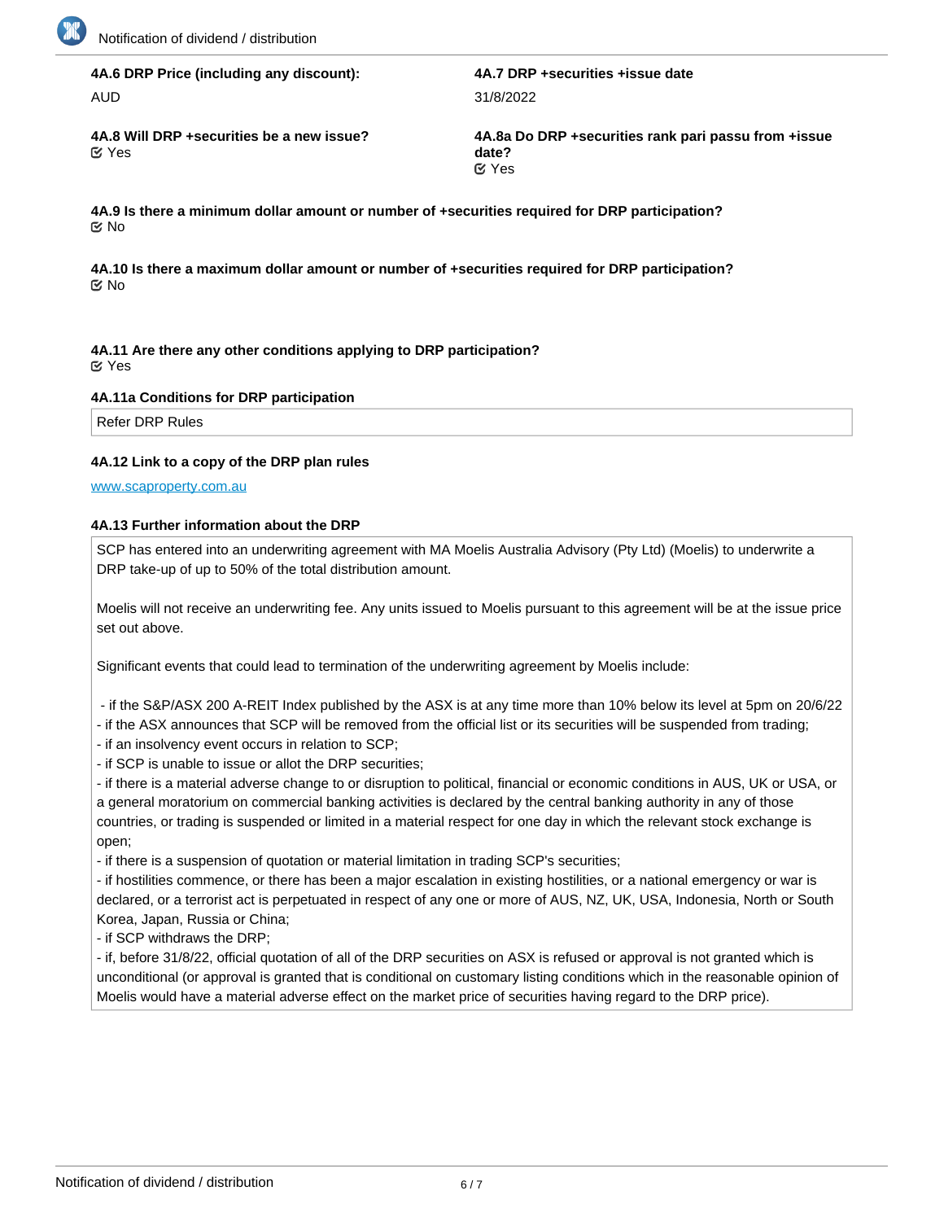**4A.6 DRP Price (including any discount):**

AUD

**4A.7 DRP +securities +issue date**

31/8/2022

**4A.8 Will DRP +securities be a new issue?**

Yes

**4A.8a Do DRP +securities rank pari passu from +issue date?**

Yes

**4A.9 Is there a minimum dollar amount or number of +securities required for DRP participation?**

No

**4A.10 Is there a maximum dollar amount or number of +securities required for DRP participation?**

No

**4A.11 Are there any other conditions applying to DRP participation?**

Yes

**4A.11a Conditions for DRP participation**

Refer DRP Rules

**4A.12 Link to a copy of the DRP plan rules**

www.scaproperty.com.au

**4A.13 Further information about the DRP**

SCP has entered into an underwriting agreement with MA Moelis Australia Advisory (Pty Ltd) (Moelis) to underwrite a DRP take-up of up to 50% of the total distribution amount.

Moelis will not receive an underwriting fee. Any units issued to Moelis pursuant to this agreement will be at the issue price set out above.

Significant events that could lead to termination of the underwriting agreement by Moelis include:

- if the S&P/ASX 200 A-REIT Index published by the ASX is at any time more than 10% below its level at 5pm on 20/6/22
- if the ASX announces that SCP will be removed from the official list or its securities will be suspended from trading;
- if an insolvency event occurs in relation to SCP;
- if SCP is unable to issue or allot the DRP securities;
- if there is a material adverse change to or disruption to political, financial or economic conditions in AUS, UK or USA, or a general moratorium on commercial banking activities is declared by the central banking authority in any of those countries, or trading is suspended or limited in a material respect for one day in which the relevant stock exchange is open;
- if there is a suspension of quotation or material limitation in trading SCP's securities;
- if hostilities commence, or there has been a major escalation in existing hostilities, or a national emergency or war is declared, or a terrorist act is perpetuated in respect of any one or more of AUS, NZ, UK, USA, Indonesia, North or South Korea, Japan, Russia or China;
- if SCP withdraws the DRP;
- if, before 31/8/22, official quotation of all of the DRP securities on ASX is refused or approval is not granted which is unconditional (or approval is granted that is conditional on customary listing conditions which in the reasonable opinion of Moelis would have a material adverse effect on the market price of securities having regard to the DRP price).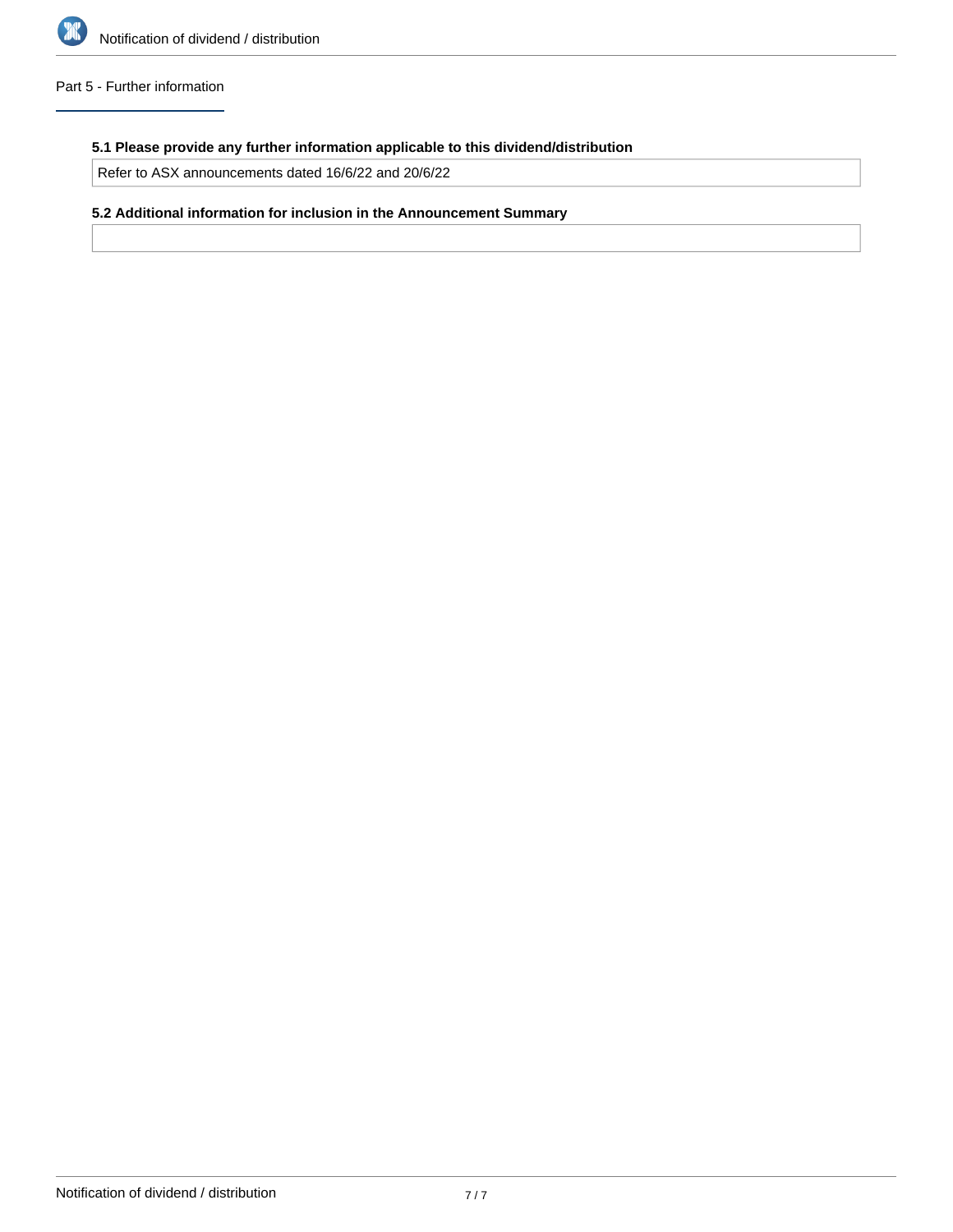## Part 5 - Further information

**5.1 Please provide any further information applicable to this dividend/distribution**

Refer to ASX announcements dated 16/6/22 and 20/6/22

**5.2 Additional information for inclusion in the Announcement Summary**